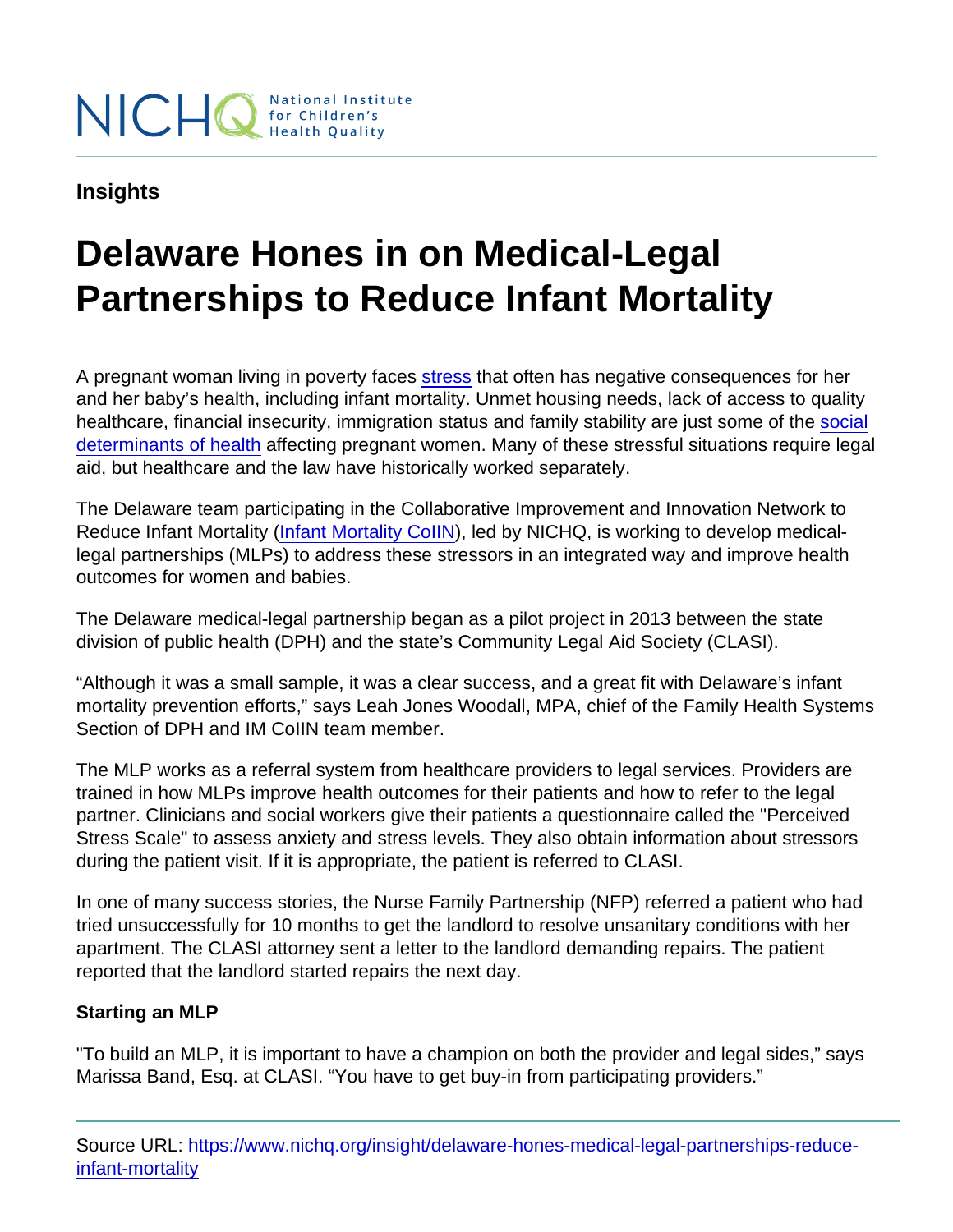NICHQ National Institute for Children's Health Quality

**Insights**

# Delaware Hones in on Medical-Legal Partnerships to Reduce Infant Mortality

A pregnant woman living in poverty faces stress that often has negative consequences for her and her baby's health, including infant mortality. Unmet housing needs, lack of access to quality healthcare, financial insecurity, immigration status and family stability are just some of the social determinants of health affecting pregnant women. Many of these stressful situations require legal aid, but healthcare and the law have historically worked separately.

The Delaware team participating in the Collaborative Improvement and Innovation Network to Reduce Infant Mortality (Infant Mortality CoIIN), led by NICHQ, is working to develop medical-legal partnerships (MLPs) to address these stressors in an integrated way and improve health outcomes for women and babies.

The Delaware medical-legal partnership began as a pilot project in 2013 between the state division of public health (DPH) and the state's Community Legal Aid Society (CLASI).

"Although it was a small sample, it was a clear success, and a great fit with Delaware's infant mortality prevention efforts," says Leah Jones Woodall, MPA, chief of the Family Health Systems Section of DPH and IM CoIIN team member.

The MLP works as a referral system from healthcare providers to legal services. Providers are trained in how MLPs improve health outcomes for their patients and how to refer to the legal partner. Clinicians and social workers give their patients a questionnaire called the "Perceived Stress Scale" to assess anxiety and stress levels. They also obtain information about stressors during the patient visit. If it is appropriate, the patient is referred to CLASI.

In one of many success stories, the Nurse Family Partnership (NFP) referred a patient who had tried unsuccessfully for 10 months to get the landlord to resolve unsanitary conditions with her apartment. The CLASI attorney sent a letter to the landlord demanding repairs. The patient reported that the landlord started repairs the next day.

**Starting an MLP**

"To build an MLP, it is important to have a champion on both the provider and legal sides," says Marissa Band, Esq. at CLASI. "You have to get buy-in from participating providers."

Source URL: https://www.nichq.org/insight/delaware-hones-medical-legal-partnerships-reduce-infant-mortality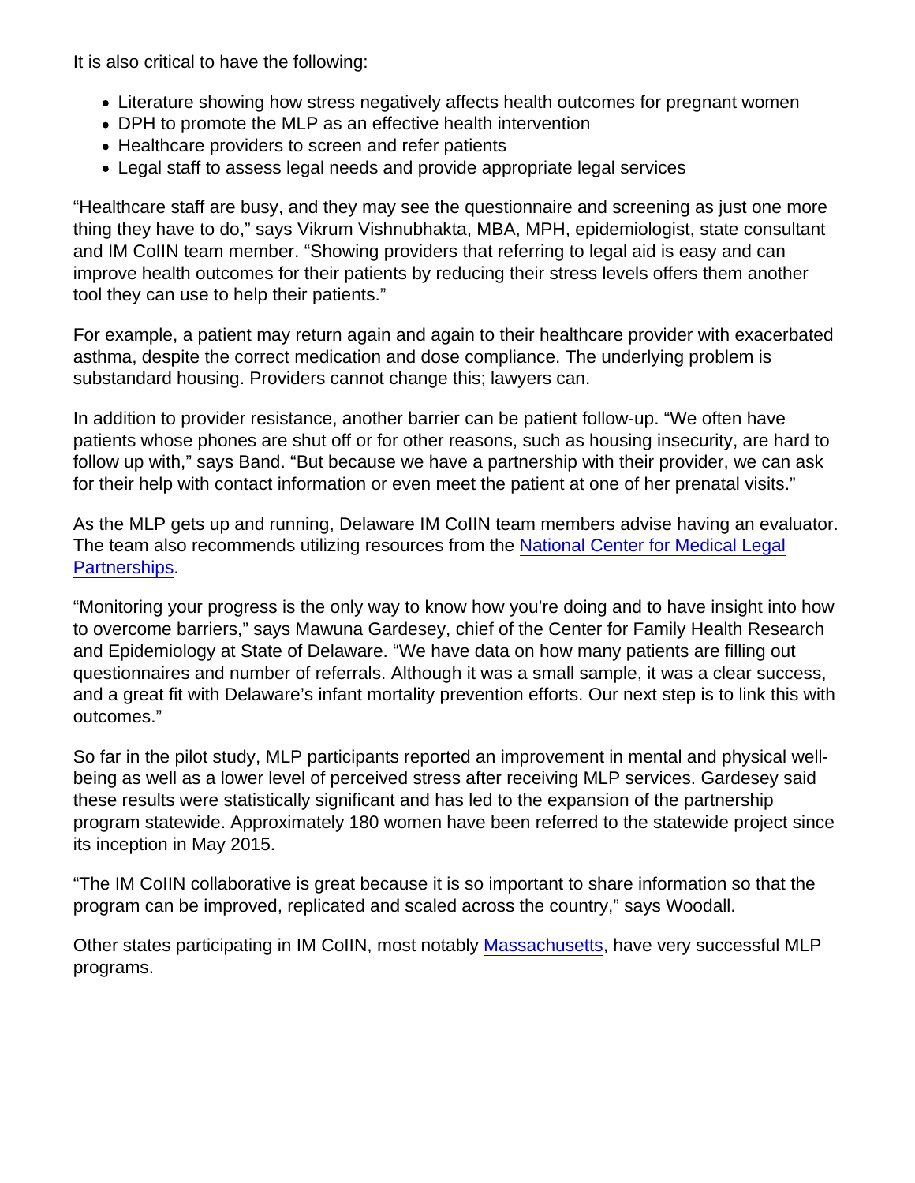It is also critical to have the following:

- Literature showing how stress negatively affects health outcomes for pregnant women
- DPH to promote the MLP as an effective health intervention
- Healthcare providers to screen and refer patients
- Legal staff to assess legal needs and provide appropriate legal services

“Healthcare staff are busy, and they may see the questionnaire and screening as just one more thing they have to do,” says Vikrum Vishnubhakta, MBA, MPH, epidemiologist, state consultant and IM CoIIN team member. “Showing providers that referring to legal aid is easy and can improve health outcomes for their patients by reducing their stress levels offers them another tool they can use to help their patients.”

For example, a patient may return again and again to their healthcare provider with exacerbated asthma, despite the correct medication and dose compliance. The underlying problem is substandard housing. Providers cannot change this; lawyers can.

In addition to provider resistance, another barrier can be patient follow-up. “We often have patients whose phones are shut off or for other reasons, such as housing insecurity, are hard to follow up with,” says Band. “But because we have a partnership with their provider, we can ask for their help with contact information or even meet the patient at one of her prenatal visits.”

As the MLP gets up and running, Delaware IM CoIIN team members advise having an evaluator. The team also recommends utilizing resources from the [National Center for Medical Legal Partnerships](#).

“Monitoring your progress is the only way to know how you’re doing and to have insight into how to overcome barriers,” says Mawuna Gardesey, chief of the Center for Family Health Research and Epidemiology at State of Delaware. “We have data on how many patients are filling out questionnaires and number of referrals. Although it was a small sample, it was a clear success, and a great fit with Delaware’s infant mortality prevention efforts. Our next step is to link this with outcomes.”

So far in the pilot study, MLP participants reported an improvement in mental and physical well-being as well as a lower level of perceived stress after receiving MLP services. Gardesey said these results were statistically significant and has led to the expansion of the partnership program statewide. Approximately 180 women have been referred to the statewide project since its inception in May 2015.

“The IM CoIIN collaborative is great because it is so important to share information so that the program can be improved, replicated and scaled across the country,” says Woodall.

Other states participating in IM CoIIN, most notably [Massachusetts](#), have very successful MLP programs.